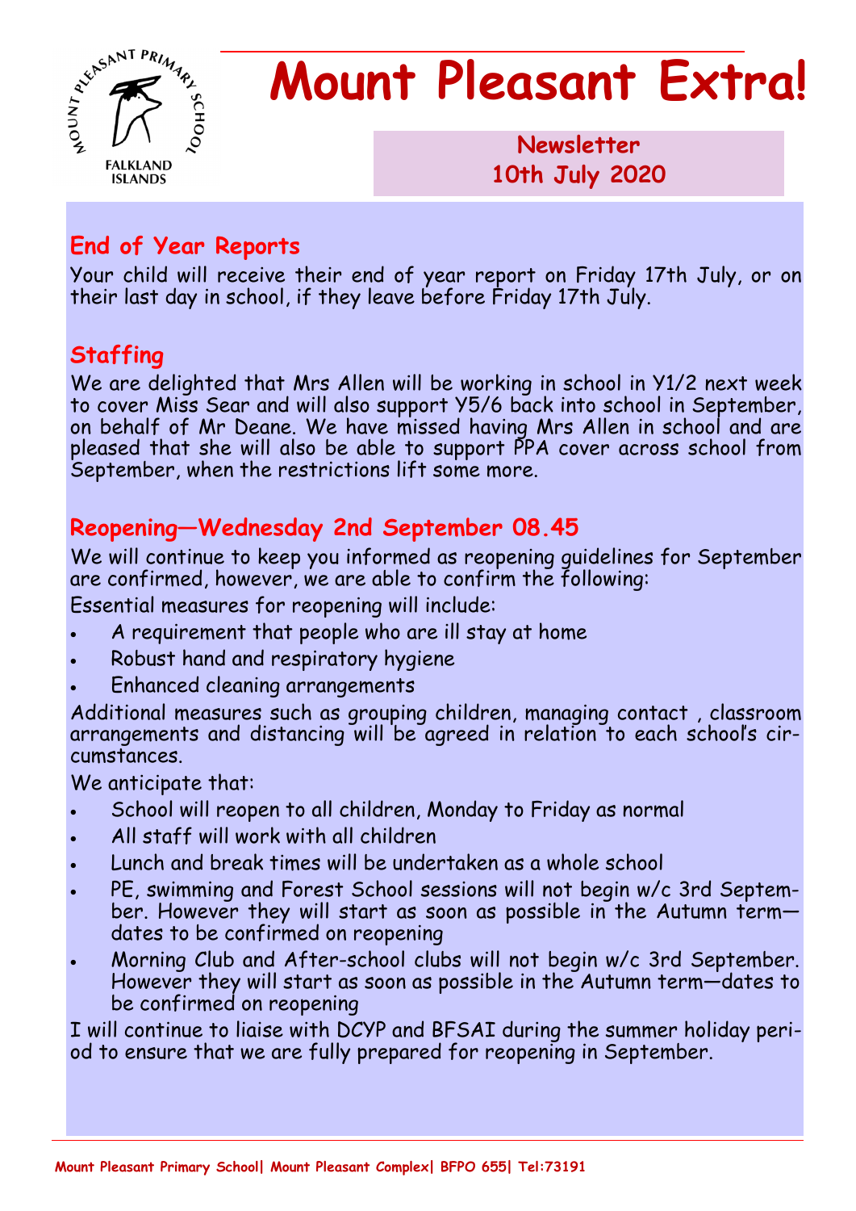# Mount Pleasant Extra!

**Newsletter**
**10th July 2020**

## End of Year Reports

Your child will receive their end of year report on Friday 17th July, or on their last day in school, if they leave before Friday 17th July.

## Staffing

We are delighted that Mrs Allen will be working in school in Y1/2 next week to cover Miss Sear and will also support Y5/6 back into school in September, on behalf of Mr Deane. We have missed having Mrs Allen in school and are pleased that she will also be able to support PPA cover across school from September, when the restrictions lift some more.

## Reopening—Wednesday 2nd September 08.45

We will continue to keep you informed as reopening guidelines for September are confirmed, however, we are able to confirm the following:

Essential measures for reopening will include:

- A requirement that people who are ill stay at home
- Robust hand and respiratory hygiene
- Enhanced cleaning arrangements

Additional measures such as grouping children, managing contact , classroom arrangements and distancing will be agreed in relation to each school's circumstances.

We anticipate that:

- School will reopen to all children, Monday to Friday as normal
- All staff will work with all children
- Lunch and break times will be undertaken as a whole school
- PE, swimming and Forest School sessions will not begin w/c 3rd September. However they will start as soon as possible in the Autumn term—dates to be confirmed on reopening
- Morning Club and After-school clubs will not begin w/c 3rd September. However they will start as soon as possible in the Autumn term—dates to be confirmed on reopening

I will continue to liaise with DCYP and BFSAI during the summer holiday period to ensure that we are fully prepared for reopening in September.

Mount Pleasant Primary School| Mount Pleasant Complex| BFPO 655| Tel:73191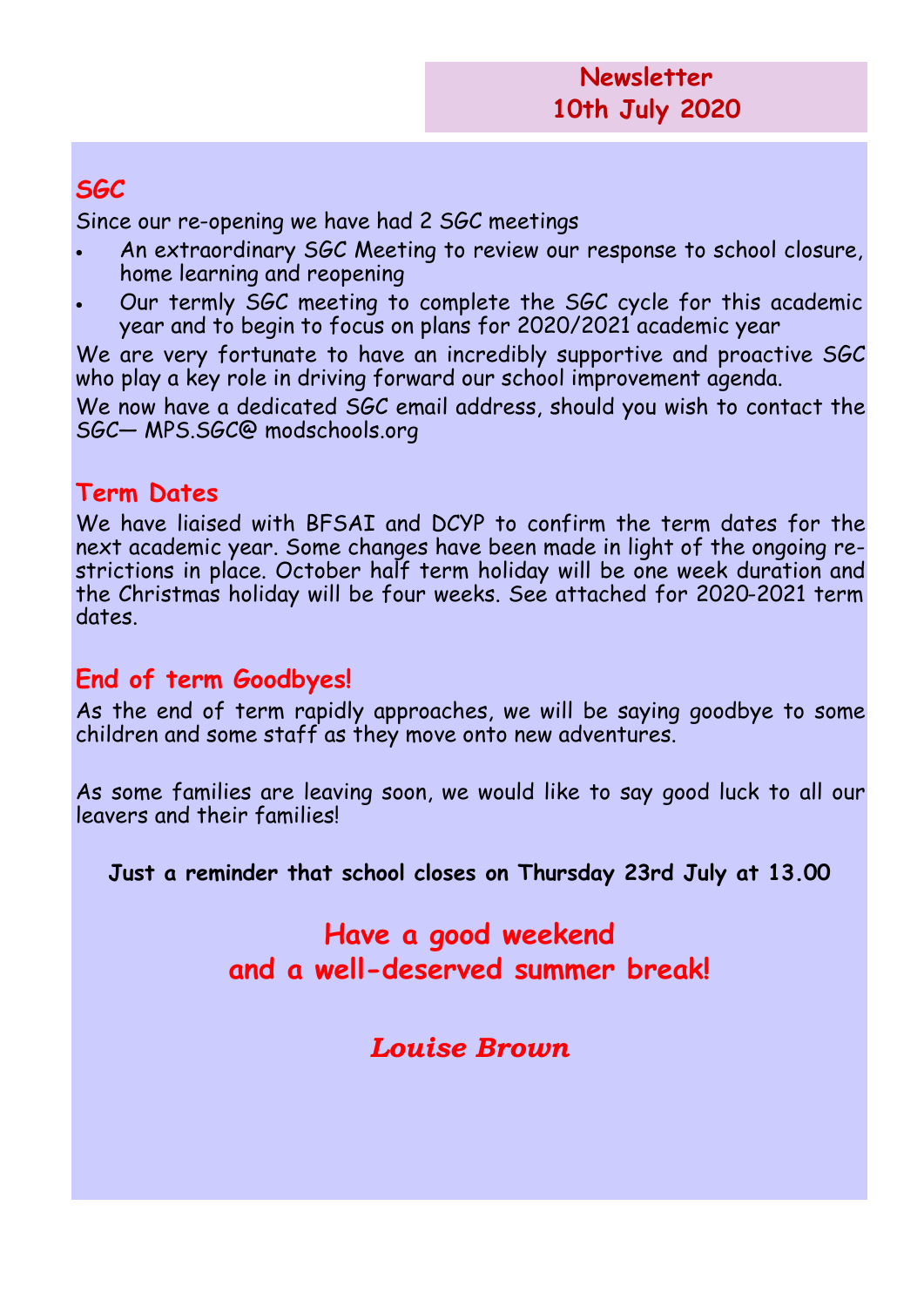**Newsletter**
**10th July 2020**

## SGC

Since our re-opening we have had 2 SGC meetings

- An extraordinary SGC Meeting to review our response to school closure, home learning and reopening
- Our termly SGC meeting to complete the SGC cycle for this academic year and to begin to focus on plans for 2020/2021 academic year

We are very fortunate to have an incredibly supportive and proactive SGC who play a key role in driving forward our school improvement agenda.

We now have a dedicated SGC email address, should you wish to contact the SGC— MPS.SGC@ modschools.org

## Term Dates

We have liaised with BFSAI and DCYP to confirm the term dates for the next academic year. Some changes have been made in light of the ongoing restrictions in place. October half term holiday will be one week duration and the Christmas holiday will be four weeks. See attached for 2020-2021 term dates.

## End of term Goodbyes!

As the end of term rapidly approaches, we will be saying goodbye to some children and some staff as they move onto new adventures.

As some families are leaving soon, we would like to say good luck to all our leavers and their families!

**Just a reminder that school closes on Thursday 23rd July at 13.00**

**Have a good weekend**
**and a well-deserved summer break!**

***Louise Brown***